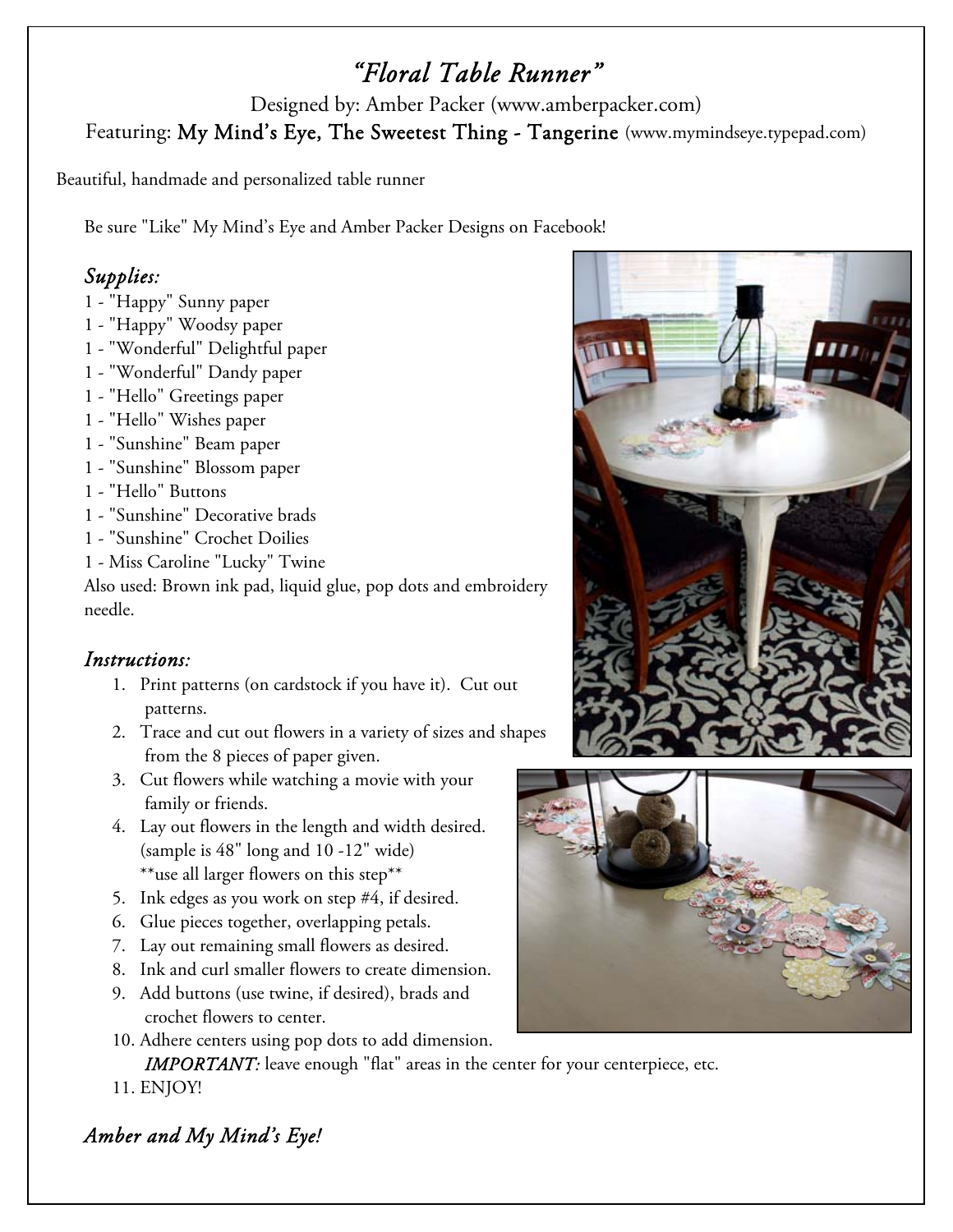# *"Floral Table Runner"*

Designed by: Amber Packer (www.amberpacker.com)

Featuring: My Mind's Eye, The Sweetest Thing - Tangerine (www.mymindseye.typepad.com)

Beautiful, handmade and personalized table runner

Be sure "Like" My Mind's Eye and Amber Packer Designs on Facebook!

## *Supplies:*

1 - "Happy" Sunny paper
1 - "Happy" Woodsy paper
1 - "Wonderful" Delightful paper
1 - "Wonderful" Dandy paper
1 - "Hello" Greetings paper
1 - "Hello" Wishes paper
1 - "Sunshine" Beam paper
1 - "Sunshine" Blossom paper
1 - "Hello" Buttons
1 - "Sunshine" Decorative brads
1 - "Sunshine" Crochet Doilies
1 - Miss Caroline "Lucky" Twine
Also used: Brown ink pad, liquid glue, pop dots and embroidery needle.

## *Instructions:*

1. Print patterns (on cardstock if you have it). Cut out patterns.
2. Trace and cut out flowers in a variety of sizes and shapes from the 8 pieces of paper given.
3. Cut flowers while watching a movie with your family or friends.
4. Lay out flowers in the length and width desired. (sample is 48" long and 10 -12" wide) **use all larger flowers on this step**
5. Ink edges as you work on step #4, if desired.
6. Glue pieces together, overlapping petals.
7. Lay out remaining small flowers as desired.
8. Ink and curl smaller flowers to create dimension.
9. Add buttons (use twine, if desired), brads and crochet flowers to center.
10. Adhere centers using pop dots to add dimension. *IMPORTANT:* leave enough "flat" areas in the center for your centerpiece, etc.
11. ENJOY!

*Amber and My Mind's Eye!*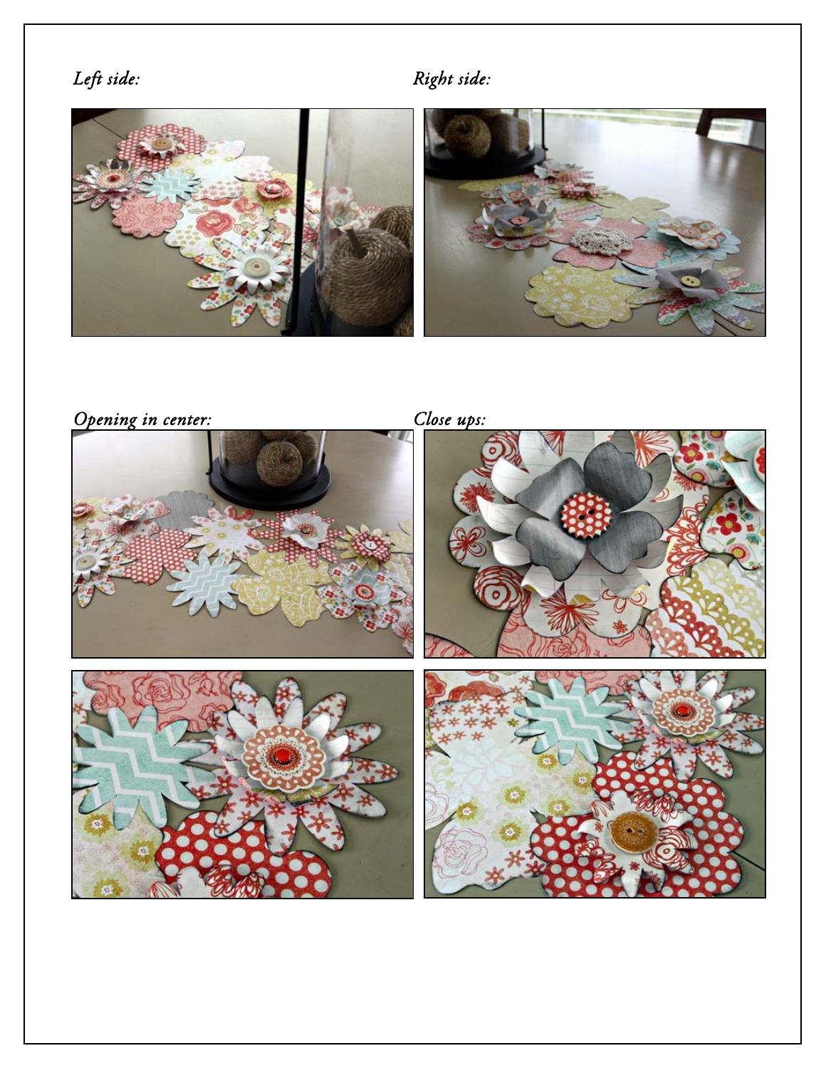*Left side:*

*Right side:*

*Opening in center:*

*Close ups:*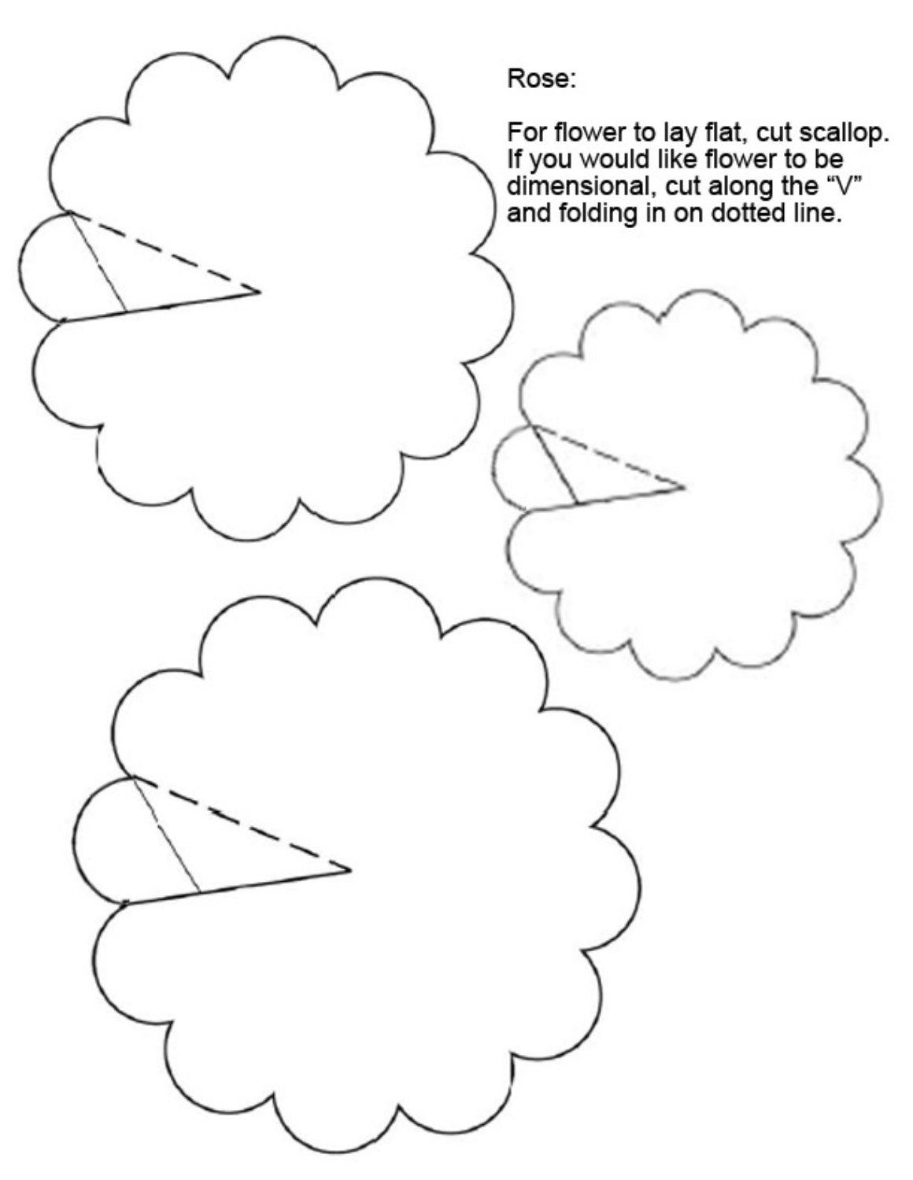Rose:

For flower to lay flat, cut scallop. If you would like flower to be dimensional, cut along the "V" and folding in on dotted line.